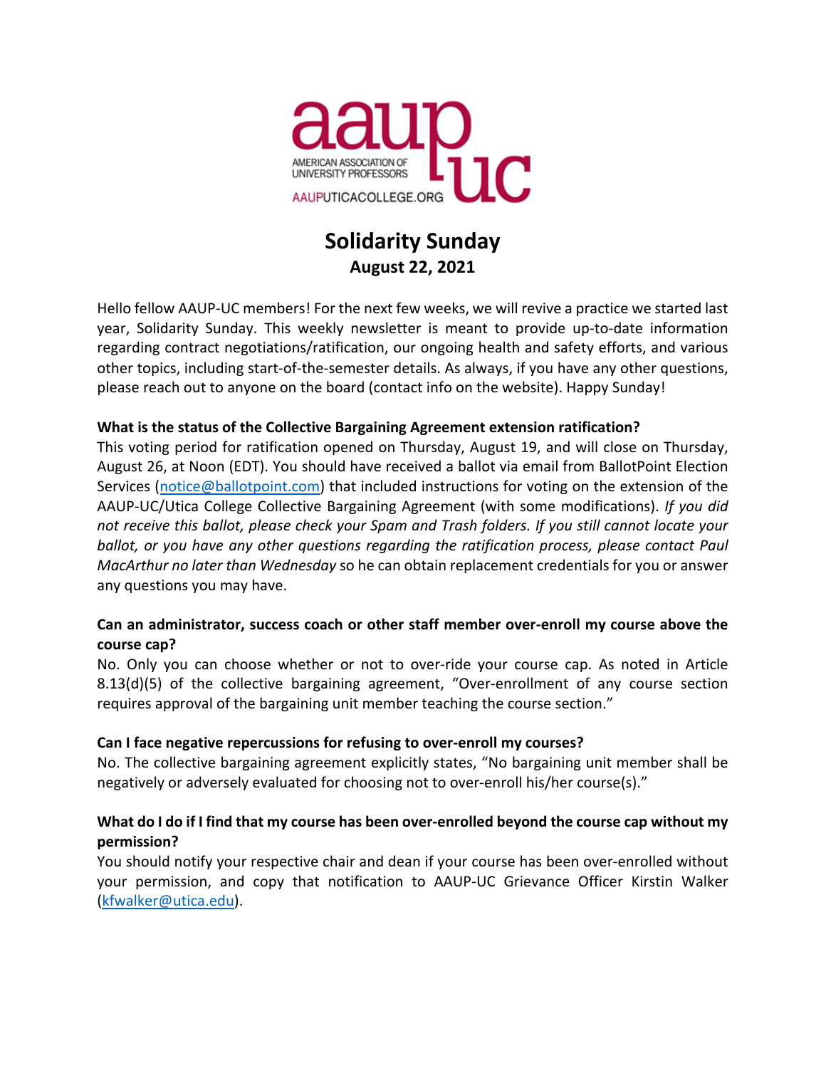aaup uc
AMERICAN ASSOCIATION OF UNIVERSITY PROFESSORS
AAUPUTICACOLLEGE.ORG

# Solidarity Sunday

**August 22, 2021**

Hello fellow AAUP-UC members! For the next few weeks, we will revive a practice we started last year, Solidarity Sunday. This weekly newsletter is meant to provide up-to-date information regarding contract negotiations/ratification, our ongoing health and safety efforts, and various other topics, including start-of-the-semester details. As always, if you have any other questions, please reach out to anyone on the board (contact info on the website). Happy Sunday!

**What is the status of the Collective Bargaining Agreement extension ratification?**

This voting period for ratification opened on Thursday, August 19, and will close on Thursday, August 26, at Noon (EDT). You should have received a ballot via email from BallotPoint Election Services (notice@ballotpoint.com) that included instructions for voting on the extension of the AAUP-UC/Utica College Collective Bargaining Agreement (with some modifications). *If you did not receive this ballot, please check your Spam and Trash folders. If you still cannot locate your ballot, or you have any other questions regarding the ratification process, please contact Paul MacArthur no later than Wednesday* so he can obtain replacement credentials for you or answer any questions you may have.

**Can an administrator, success coach or other staff member over-enroll my course above the course cap?**

No. Only you can choose whether or not to over-ride your course cap. As noted in Article 8.13(d)(5) of the collective bargaining agreement, "Over-enrollment of any course section requires approval of the bargaining unit member teaching the course section."

**Can I face negative repercussions for refusing to over-enroll my courses?**

No. The collective bargaining agreement explicitly states, "No bargaining unit member shall be negatively or adversely evaluated for choosing not to over-enroll his/her course(s)."

**What do I do if I find that my course has been over-enrolled beyond the course cap without my permission?**

You should notify your respective chair and dean if your course has been over-enrolled without your permission, and copy that notification to AAUP-UC Grievance Officer Kirstin Walker (kfwalker@utica.edu).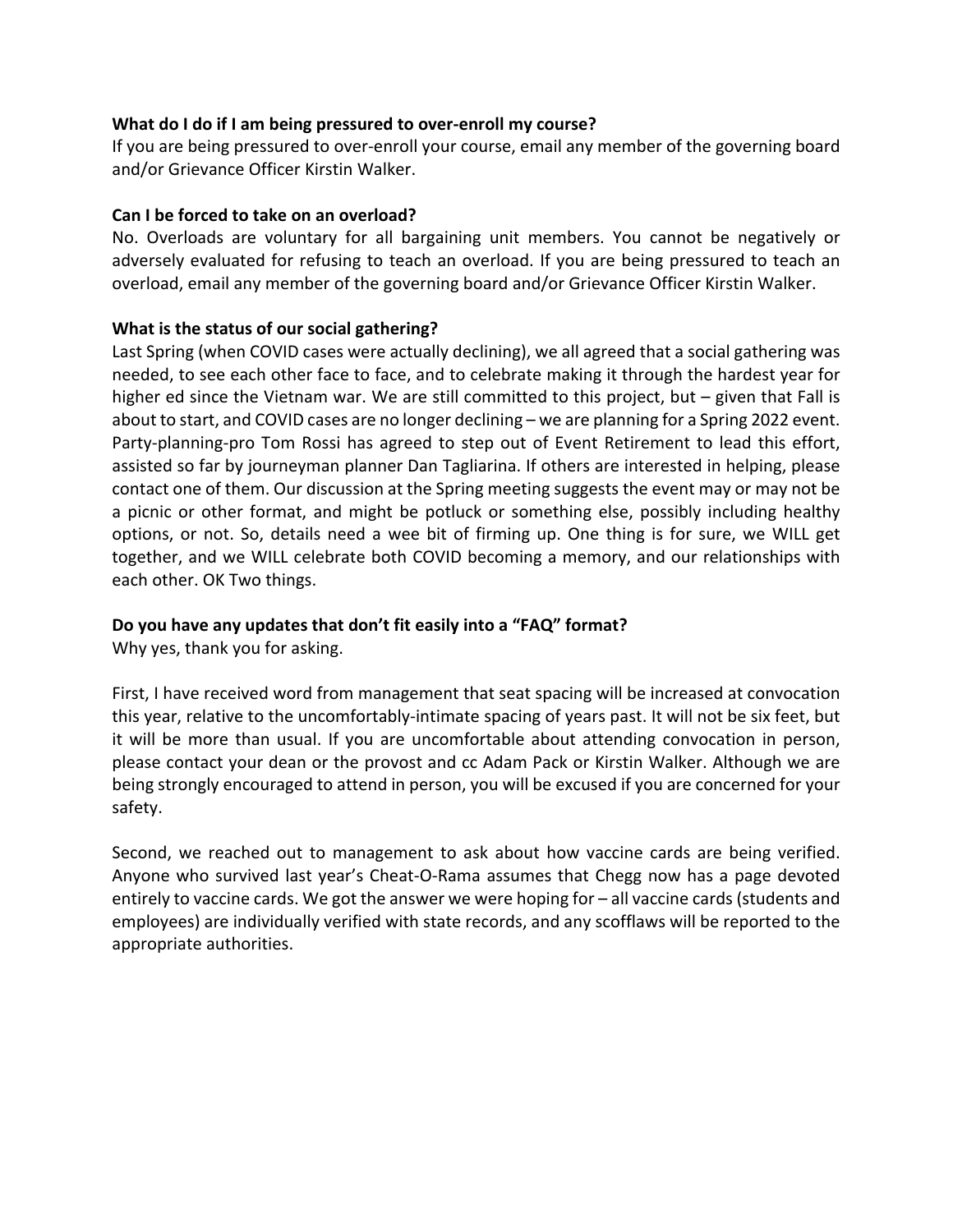**What do I do if I am being pressured to over-enroll my course?**
If you are being pressured to over-enroll your course, email any member of the governing board and/or Grievance Officer Kirstin Walker.

**Can I be forced to take on an overload?**
No. Overloads are voluntary for all bargaining unit members. You cannot be negatively or adversely evaluated for refusing to teach an overload. If you are being pressured to teach an overload, email any member of the governing board and/or Grievance Officer Kirstin Walker.

**What is the status of our social gathering?**
Last Spring (when COVID cases were actually declining), we all agreed that a social gathering was needed, to see each other face to face, and to celebrate making it through the hardest year for higher ed since the Vietnam war. We are still committed to this project, but – given that Fall is about to start, and COVID cases are no longer declining – we are planning for a Spring 2022 event. Party-planning-pro Tom Rossi has agreed to step out of Event Retirement to lead this effort, assisted so far by journeyman planner Dan Tagliarina. If others are interested in helping, please contact one of them. Our discussion at the Spring meeting suggests the event may or may not be a picnic or other format, and might be potluck or something else, possibly including healthy options, or not. So, details need a wee bit of firming up. One thing is for sure, we WILL get together, and we WILL celebrate both COVID becoming a memory, and our relationships with each other. OK Two things.

**Do you have any updates that don't fit easily into a "FAQ" format?**
Why yes, thank you for asking.

First, I have received word from management that seat spacing will be increased at convocation this year, relative to the uncomfortably-intimate spacing of years past. It will not be six feet, but it will be more than usual. If you are uncomfortable about attending convocation in person, please contact your dean or the provost and cc Adam Pack or Kirstin Walker. Although we are being strongly encouraged to attend in person, you will be excused if you are concerned for your safety.

Second, we reached out to management to ask about how vaccine cards are being verified. Anyone who survived last year's Cheat-O-Rama assumes that Chegg now has a page devoted entirely to vaccine cards. We got the answer we were hoping for – all vaccine cards (students and employees) are individually verified with state records, and any scofflaws will be reported to the appropriate authorities.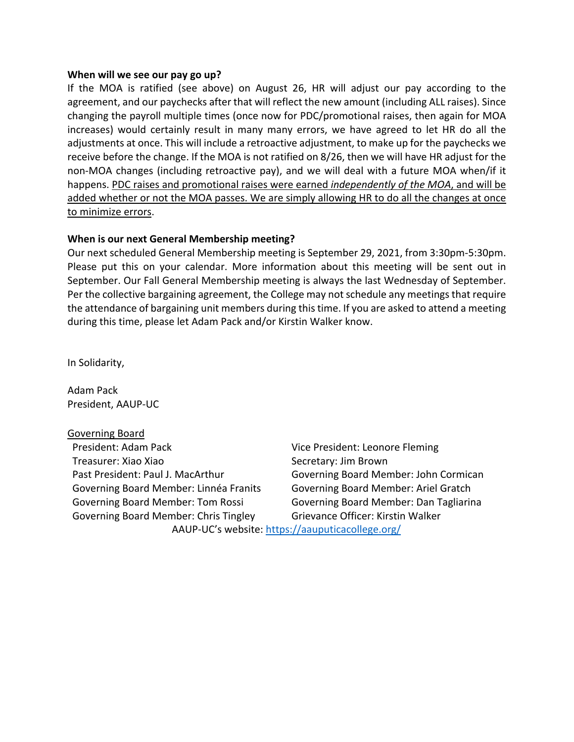**When will we see our pay go up?**

If the MOA is ratified (see above) on August 26, HR will adjust our pay according to the agreement, and our paychecks after that will reflect the new amount (including ALL raises). Since changing the payroll multiple times (once now for PDC/promotional raises, then again for MOA increases) would certainly result in many many errors, we have agreed to let HR do all the adjustments at once. This will include a retroactive adjustment, to make up for the paychecks we receive before the change. If the MOA is not ratified on 8/26, then we will have HR adjust for the non-MOA changes (including retroactive pay), and we will deal with a future MOA when/if it happens. <u>PDC raises and promotional raises were earned *independently of the MOA*, and will be added whether or not the MOA passes. We are simply allowing HR to do all the changes at once to minimize errors</u>.

**When is our next General Membership meeting?**

Our next scheduled General Membership meeting is September 29, 2021, from 3:30pm-5:30pm. Please put this on your calendar. More information about this meeting will be sent out in September. Our Fall General Membership meeting is always the last Wednesday of September. Per the collective bargaining agreement, the College may not schedule any meetings that require the attendance of bargaining unit members during this time. If you are asked to attend a meeting during this time, please let Adam Pack and/or Kirstin Walker know.

In Solidarity,

Adam Pack
President, AAUP-UC

<u>Governing Board</u>

President: Adam Pack
Vice President: Leonore Fleming
Treasurer: Xiao Xiao
Secretary: Jim Brown
Past President: Paul J. MacArthur
Governing Board Member: John Cormican
Governing Board Member: Linnéa Franits
Governing Board Member: Ariel Gratch
Governing Board Member: Tom Rossi
Governing Board Member: Dan Tagliarina
Governing Board Member: Chris Tingley
Grievance Officer: Kirstin Walker

AAUP-UC's website: https://aauputicacollege.org/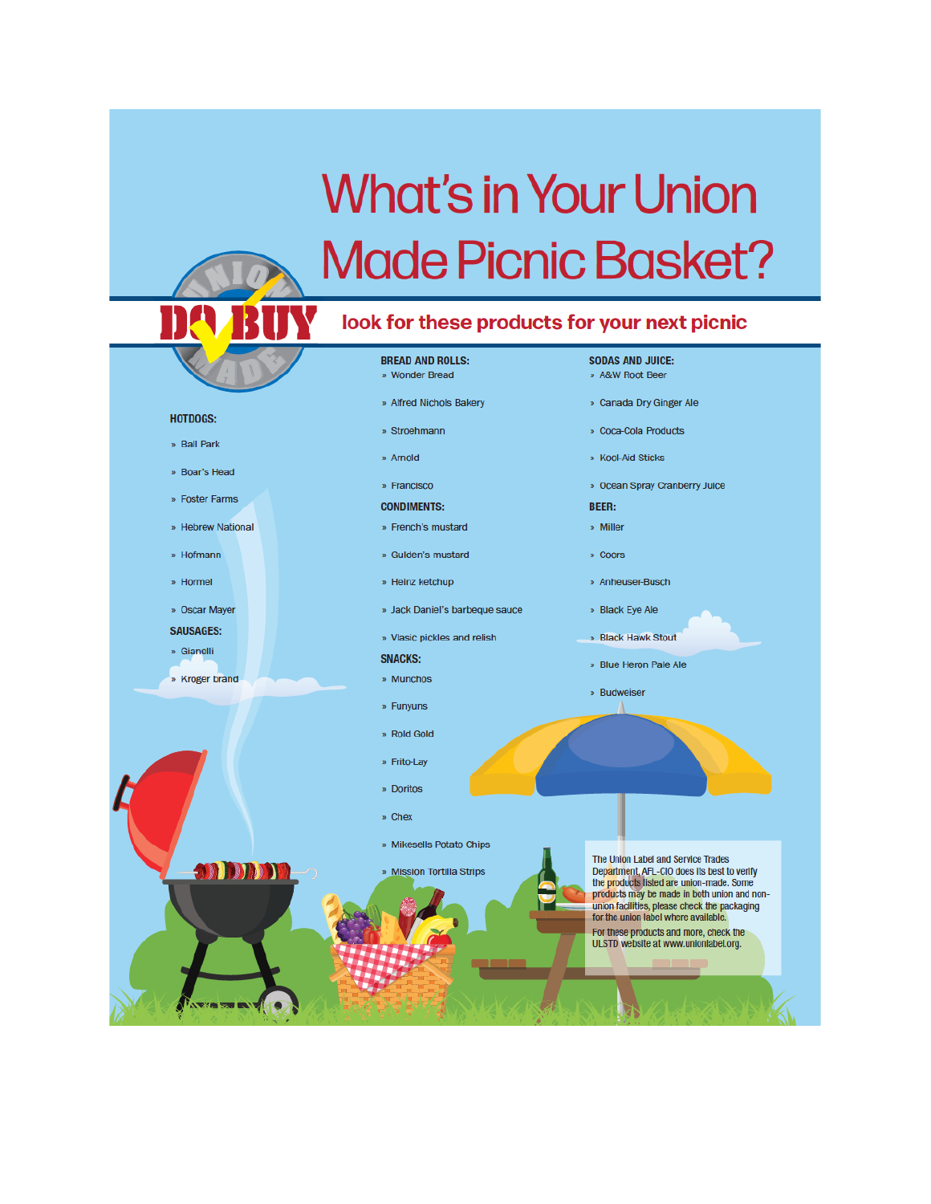# What's in Your Union Made Picnic Basket?

DO BUY UNION MADE

## look for these products for your next picnic

**HOTDOGS:**

- Ball Park
- Boar's Head
- Foster Farms
- Hebrew National
- Hofmann
- Hormel
- Oscar Mayer

**SAUSAGES:**

- Gianelli
- Kroger brand

**BREAD AND ROLLS:**

- Wonder Bread
- Alfred Nichols Bakery
- Stroehmann
- Arnold
- Francisco

**CONDIMENTS:**

- French's mustard
- Gulden's mustard
- Heinz ketchup
- Jack Daniel's barbeque sauce
- Vlasic pickles and relish

**SNACKS:**

- Munchos
- Funyuns
- Rold Gold
- Frito-Lay
- Doritos
- Chex
- Mikesells Potato Chips
- Mission Tortilla Strips

**SODAS AND JUICE:**

- A&W Root Beer
- Canada Dry Ginger Ale
- Coca-Cola Products
- Kool-Aid Sticks
- Ocean Spray Cranberry Juice

**BEER:**

- Miller
- Coors
- Anheuser-Busch
- Black Eye Ale
- Black Hawk Stout
- Blue Heron Pale Ale
- Budweiser

The Union Label and Service Trades Department, AFL-CIO does its best to verify the products listed are union-made. Some products may be made in both union and non-union facilities, please check the packaging for the union label where available.

For these products and more, check the ULSTD website at www.unionlabel.org.